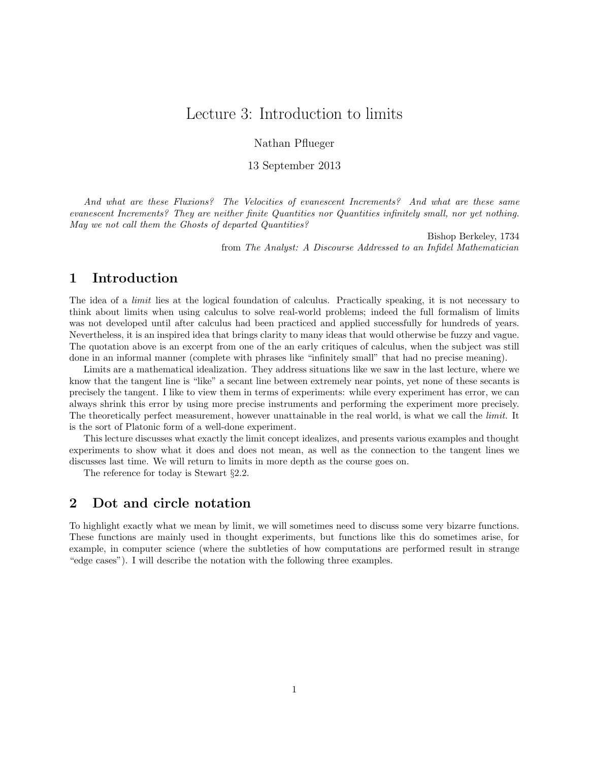# Lecture 3: Introduction to limits

Nathan Pflueger

13 September 2013

*And what are these Fluxions? The Velocities of evanescent Increments? And what are these same evanescent Increments? They are neither finite Quantities nor Quantities infinitely small, nor yet nothing. May we not call them the Ghosts of departed Quantities?*

Bishop Berkeley, 1734
from *The Analyst: A Discourse Addressed to an Infidel Mathematician*

## 1 Introduction

The idea of a *limit* lies at the logical foundation of calculus. Practically speaking, it is not necessary to think about limits when using calculus to solve real-world problems; indeed the full formalism of limits was not developed until after calculus had been practiced and applied successfully for hundreds of years. Nevertheless, it is an inspired idea that brings clarity to many ideas that would otherwise be fuzzy and vague. The quotation above is an excerpt from one of the an early critiques of calculus, when the subject was still done in an informal manner (complete with phrases like "infinitely small" that had no precise meaning).

Limits are a mathematical idealization. They address situations like we saw in the last lecture, where we know that the tangent line is "like" a secant line between extremely near points, yet none of these secants is precisely the tangent. I like to view them in terms of experiments: while every experiment has error, we can always shrink this error by using more precise instruments and performing the experiment more precisely. The theoretically perfect measurement, however unattainable in the real world, is what we call the *limit*. It is the sort of Platonic form of a well-done experiment.

This lecture discusses what exactly the limit concept idealizes, and presents various examples and thought experiments to show what it does and does not mean, as well as the connection to the tangent lines we discusses last time. We will return to limits in more depth as the course goes on.

The reference for today is Stewart §2.2.

## 2 Dot and circle notation

To highlight exactly what we mean by limit, we will sometimes need to discuss some very bizarre functions. These functions are mainly used in thought experiments, but functions like this do sometimes arise, for example, in computer science (where the subtleties of how computations are performed result in strange "edge cases"). I will describe the notation with the following three examples.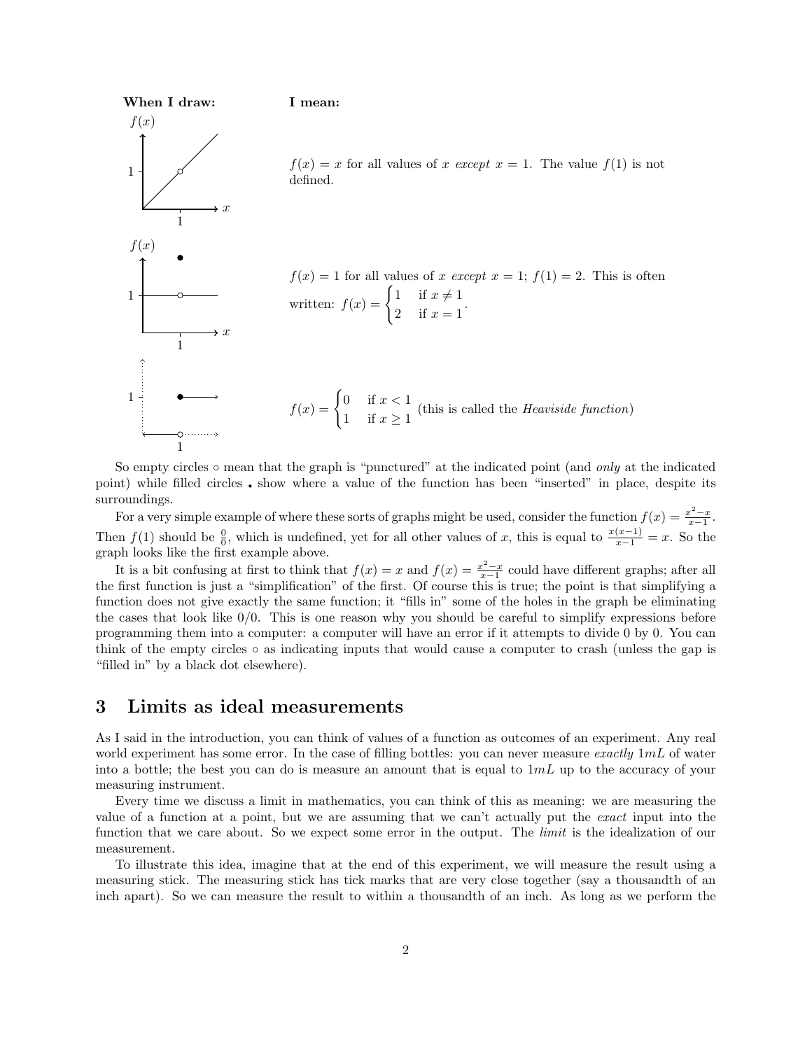| When I draw: | I mean: |
|---|---|
| | $f(x) = x$ for all values of $x$ *except* $x = 1$. The value $f(1)$ is not defined. |
| | $f(x) = 1$ for all values of $x$ *except* $x = 1$; $f(1) = 2$. This is often written: $f(x) = \begin{cases} 1 & \text{if } x \neq 1 \\ 2 & \text{if } x = 1 \end{cases}$. |
| | $f(x) = \begin{cases} 0 & \text{if } x < 1 \\ 1 & \text{if } x \geq 1 \end{cases}$ (this is called the *Heaviside function*) |

So empty circles ◦ mean that the graph is "punctured" at the indicated point (and *only* at the indicated point) while filled circles • show where a value of the function has been "inserted" in place, despite its surroundings.

For a very simple example of where these sorts of graphs might be used, consider the function $f(x) = \frac{x^2 - x}{x - 1}$. Then $f(1)$ should be $\frac{0}{0}$, which is undefined, yet for all other values of $x$, this is equal to $\frac{x(x-1)}{x-1} = x$. So the graph looks like the first example above.

It is a bit confusing at first to think that $f(x) = x$ and $f(x) = \frac{x^2 - x}{x - 1}$ could have different graphs; after all the first function is just a "simplification" of the first. Of course this is true; the point is that simplifying a function does not give exactly the same function; it "fills in" some of the holes in the graph be eliminating the cases that look like $0/0$. This is one reason why you should be careful to simplify expressions before programming them into a computer: a computer will have an error if it attempts to divide 0 by 0. You can think of the empty circles ◦ as indicating inputs that would cause a computer to crash (unless the gap is "filled in" by a black dot elsewhere).

## 3 Limits as ideal measurements

As I said in the introduction, you can think of values of a function as outcomes of an experiment. Any real world experiment has some error. In the case of filling bottles: you can never measure *exactly* $1mL$ of water into a bottle; the best you can do is measure an amount that is equal to $1mL$ up to the accuracy of your measuring instrument.

Every time we discuss a limit in mathematics, you can think of this as meaning: we are measuring the value of a function at a point, but we are assuming that we can't actually put the *exact* input into the function that we care about. So we expect some error in the output. The *limit* is the idealization of our measurement.

To illustrate this idea, imagine that at the end of this experiment, we will measure the result using a measuring stick. The measuring stick has tick marks that are very close together (say a thousandth of an inch apart). So we can measure the result to within a thousandth of an inch. As long as we perform the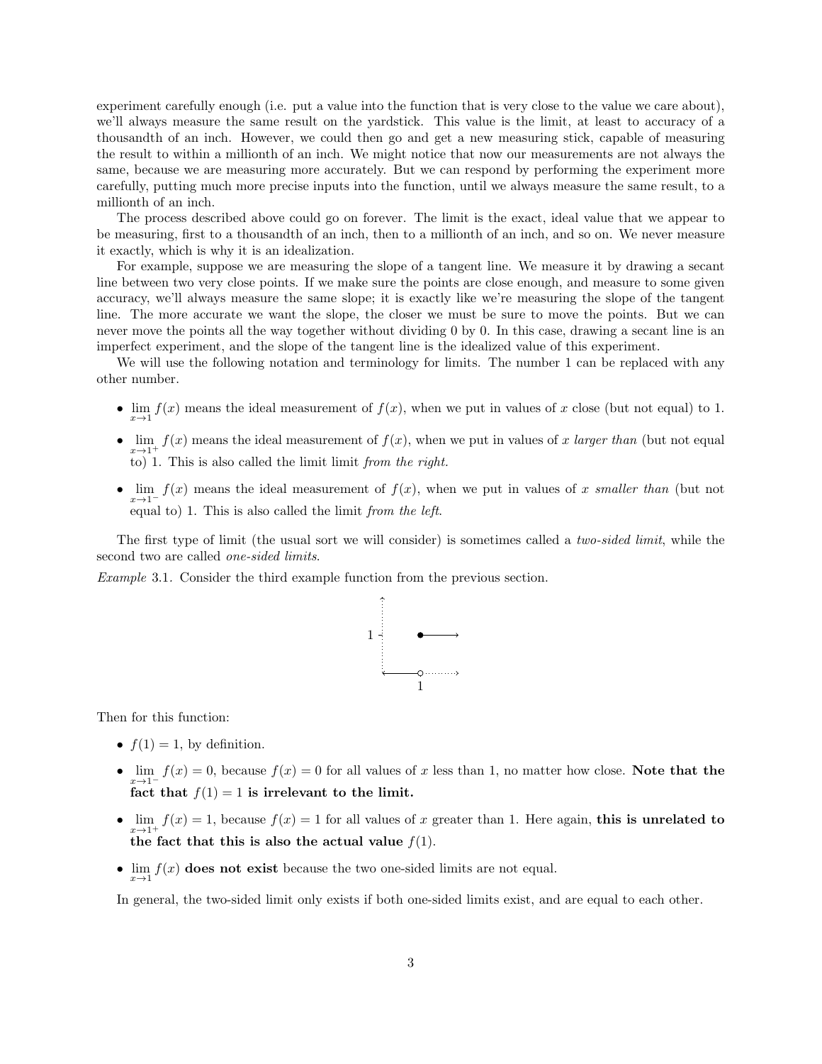experiment carefully enough (i.e. put a value into the function that is very close to the value we care about), we'll always measure the same result on the yardstick. This value is the limit, at least to accuracy of a thousandth of an inch. However, we could then go and get a new measuring stick, capable of measuring the result to within a millionth of an inch. We might notice that now our measurements are not always the same, because we are measuring more accurately. But we can respond by performing the experiment more carefully, putting much more precise inputs into the function, until we always measure the same result, to a millionth of an inch.

The process described above could go on forever. The limit is the exact, ideal value that we appear to be measuring, first to a thousandth of an inch, then to a millionth of an inch, and so on. We never measure it exactly, which is why it is an idealization.

For example, suppose we are measuring the slope of a tangent line. We measure it by drawing a secant line between two very close points. If we make sure the points are close enough, and measure to some given accuracy, we'll always measure the same slope; it is exactly like we're measuring the slope of the tangent line. The more accurate we want the slope, the closer we must be sure to move the points. But we can never move the points all the way together without dividing 0 by 0. In this case, drawing a secant line is an imperfect experiment, and the slope of the tangent line is the idealized value of this experiment.

We will use the following notation and terminology for limits. The number 1 can be replaced with any other number.

- $\lim_{x\to 1} f(x)$ means the ideal measurement of $f(x)$, when we put in values of $x$ close (but not equal) to 1.
- $\lim_{x\to 1^+} f(x)$ means the ideal measurement of $f(x)$, when we put in values of $x$ *larger than* (but not equal to) 1. This is also called the limit limit *from the right.*
- $\lim_{x\to 1^-} f(x)$ means the ideal measurement of $f(x)$, when we put in values of $x$ *smaller than* (but not equal to) 1. This is also called the limit *from the left*.

The first type of limit (the usual sort we will consider) is sometimes called a *two-sided limit*, while the second two are called *one-sided limits*.

*Example* 3.1. Consider the third example function from the previous section.

Then for this function:

- $f(1) = 1$, by definition.
- $\lim_{x\to 1^-} f(x) = 0$, because $f(x) = 0$ for all values of $x$ less than 1, no matter how close. **Note that the fact that $f(1) = 1$ is irrelevant to the limit.**
- $\lim_{x\to 1^+} f(x) = 1$, because $f(x) = 1$ for all values of $x$ greater than 1. Here again, **this is unrelated to the fact that this is also the actual value $f(1)$.**
- $\lim_{x\to 1} f(x)$ **does not exist** because the two one-sided limits are not equal.

In general, the two-sided limit only exists if both one-sided limits exist, and are equal to each other.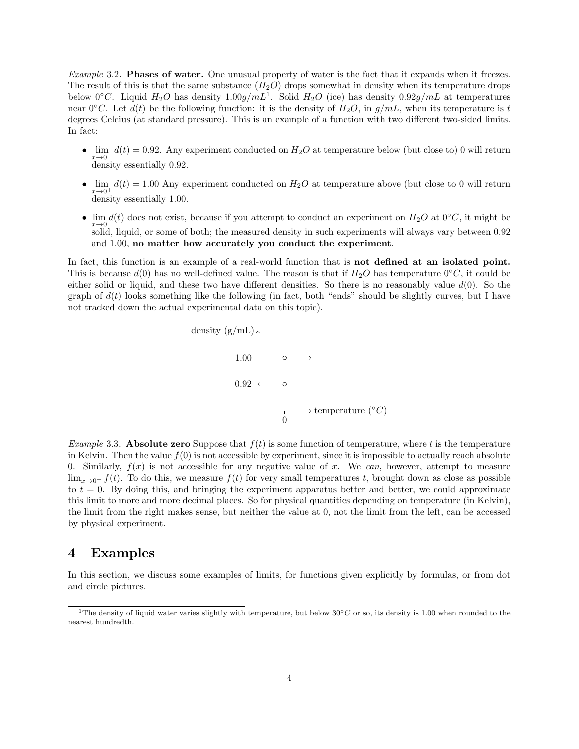*Example* 3.2. **Phases of water.** One unusual property of water is the fact that it expands when it freezes. The result of this is that the same substance ($H_2O$) drops somewhat in density when its temperature drops below $0°C$. Liquid $H_2O$ has density $1.00g/mL$[1]. Solid $H_2O$ (ice) has density $0.92g/mL$ at temperatures near $0°C$. Let $d(t)$ be the following function: it is the density of $H_2O$, in $g/mL$, when its temperature is $t$ degrees Celcius (at standard pressure). This is an example of a function with two different two-sided limits. In fact:

- $\lim_{x \to 0^-} d(t) = 0.92$. Any experiment conducted on $H_2O$ at temperature below (but close to) 0 will return density essentially 0.92.
- $\lim_{x \to 0^+} d(t) = 1.00$ Any experiment conducted on $H_2O$ at temperature above (but close to 0 will return density essentially 1.00.
- $\lim_{x \to 0} d(t)$ does not exist, because if you attempt to conduct an experiment on $H_2O$ at $0°C$, it might be solid, liquid, or some of both; the measured density in such experiments will always vary between 0.92 and 1.00, **no matter how accurately you conduct the experiment**.

In fact, this function is an example of a real-world function that is **not defined at an isolated point.** This is because $d(0)$ has no well-defined value. The reason is that if $H_2O$ has temperature $0°C$, it could be either solid or liquid, and these two have different densities. So there is no reasonably value $d(0)$. So the graph of $d(t)$ looks something like the following (in fact, both "ends" should be slightly curves, but I have not tracked down the actual experimental data on this topic).

density (g/mL)

1.00

0.92

0 temperature ($°C$)

*Example* 3.3. **Absolute zero** Suppose that $f(t)$ is some function of temperature, where $t$ is the temperature in Kelvin. Then the value $f(0)$ is not accessible by experiment, since it is impossible to actually reach absolute 0. Similarly, $f(x)$ is not accessible for any negative value of $x$. We *can*, however, attempt to measure $\lim_{x \to 0^+} f(t)$. To do this, we measure $f(t)$ for very small temperatures $t$, brought down as close as possible to $t = 0$. By doing this, and bringing the experiment apparatus better and better, we could approximate this limit to more and more decimal places. So for physical quantities depending on temperature (in Kelvin), the limit from the right makes sense, but neither the value at 0, not the limit from the left, can be accessed by physical experiment.

# 4 Examples

In this section, we discuss some examples of limits, for functions given explicitly by formulas, or from dot and circle pictures.

[1] The density of liquid water varies slightly with temperature, but below $30°C$ or so, its density is 1.00 when rounded to the nearest hundredth.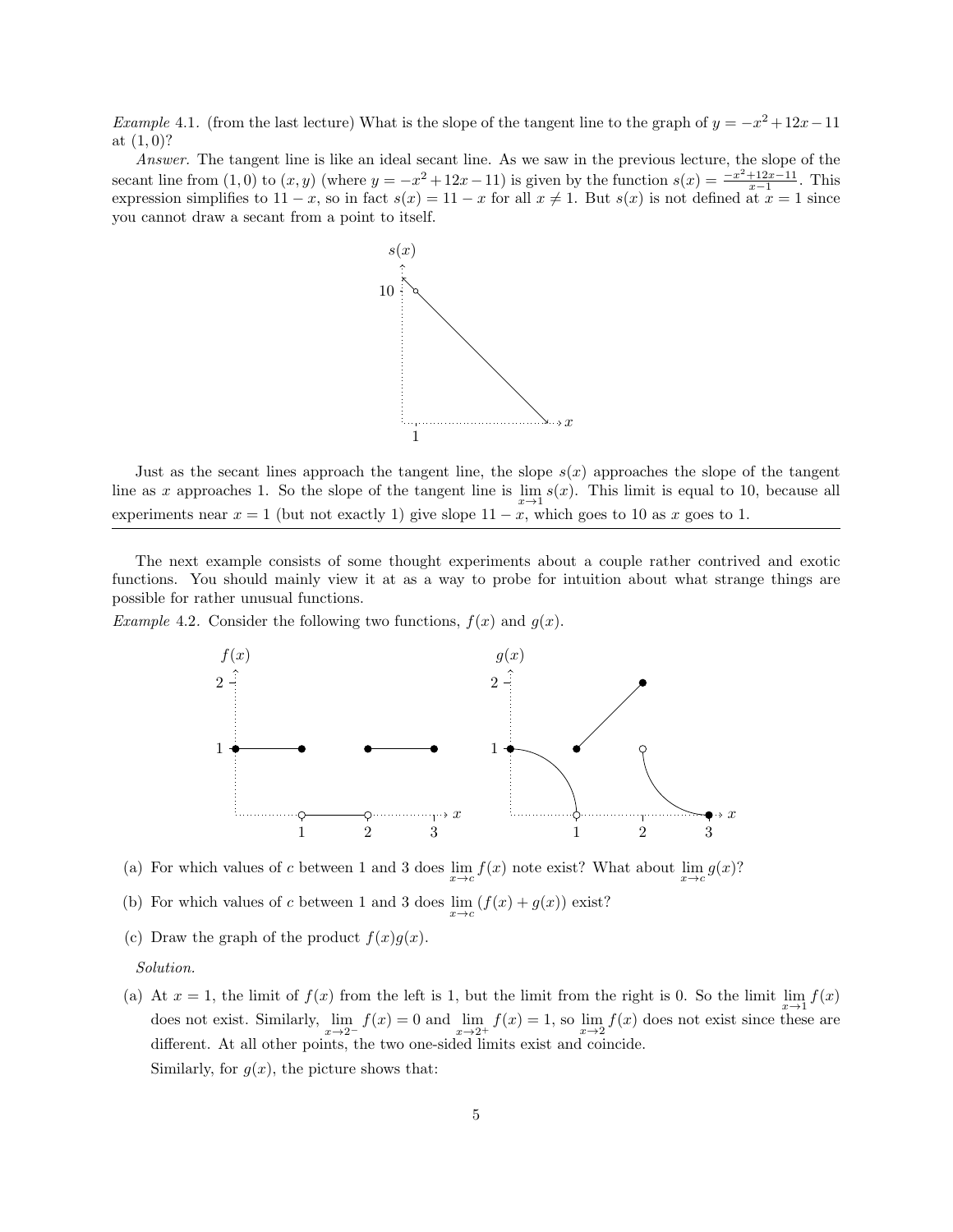*Example* 4.1. (from the last lecture) What is the slope of the tangent line to the graph of $y = -x^2 + 12x - 11$ at $(1, 0)$?

*Answer.* The tangent line is like an ideal secant line. As we saw in the previous lecture, the slope of the secant line from $(1, 0)$ to $(x, y)$ (where $y = -x^2 + 12x - 11$) is given by the function $s(x) = \frac{-x^2+12x-11}{x-1}$. This expression simplifies to $11 - x$, so in fact $s(x) = 11 - x$ for all $x \neq 1$. But $s(x)$ is not defined at $x = 1$ since you cannot draw a secant from a point to itself.

Just as the secant lines approach the tangent line, the slope $s(x)$ approaches the slope of the tangent line as $x$ approaches 1. So the slope of the tangent line is $\lim_{x\to 1} s(x)$. This limit is equal to 10, because all experiments near $x = 1$ (but not exactly 1) give slope $11 - x$, which goes to 10 as $x$ goes to 1.

---

The next example consists of some thought experiments about a couple rather contrived and exotic functions. You should mainly view it at as a way to probe for intuition about what strange things are possible for rather unusual functions.

*Example* 4.2. Consider the following two functions, $f(x)$ and $g(x)$.

(a) For which values of $c$ between 1 and 3 does $\lim_{x\to c} f(x)$ note exist? What about $\lim_{x\to c} g(x)$?

(b) For which values of $c$ between 1 and 3 does $\lim_{x\to c} (f(x) + g(x))$ exist?

(c) Draw the graph of the product $f(x)g(x)$.

*Solution.*

(a) At $x = 1$, the limit of $f(x)$ from the left is 1, but the limit from the right is 0. So the limit $\lim_{x\to 1} f(x)$ does not exist. Similarly, $\lim_{x\to 2^-} f(x) = 0$ and $\lim_{x\to 2^+} f(x) = 1$, so $\lim_{x\to 2} f(x)$ does not exist since these are different. At all other points, the two one-sided limits exist and coincide.

Similarly, for $g(x)$, the picture shows that: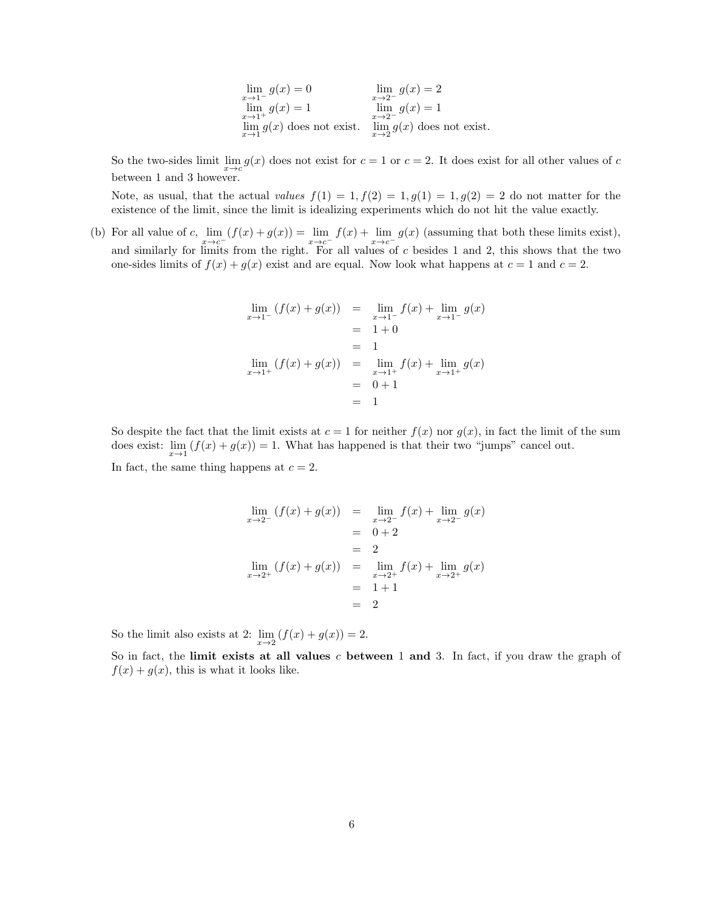$$
\begin{array}{ll}
\lim_{x\to 1^-} g(x) = 0 & \lim_{x\to 2^-} g(x) = 2 \\
\lim_{x\to 1^+} g(x) = 1 & \lim_{x\to 2^-} g(x) = 1 \\
\lim_{x\to 1} g(x) \text{ does not exist.} & \lim_{x\to 2} g(x) \text{ does not exist.}
\end{array}
$$

So the two-sides limit $\lim_{x\to c} g(x)$ does not exist for $c = 1$ or $c = 2$. It does exist for all other values of $c$ between 1 and 3 however.

Note, as usual, that the actual *values* $f(1) = 1, f(2) = 1, g(1) = 1, g(2) = 2$ do not matter for the existence of the limit, since the limit is idealizing experiments which do not hit the value exactly.

(b) For all value of $c$, $\lim_{x\to c^-}(f(x) + g(x)) = \lim_{x\to c^-} f(x) + \lim_{x\to c^-} g(x)$ (assuming that both these limits exist), and similarly for limits from the right. For all values of $c$ besides 1 and 2, this shows that the two one-sides limits of $f(x) + g(x)$ exist and are equal. Now look what happens at $c = 1$ and $c = 2$.

$$
\begin{aligned}
\lim_{x\to 1^-}(f(x) + g(x)) &= \lim_{x\to 1^-} f(x) + \lim_{x\to 1^-} g(x) \\
&= 1 + 0 \\
&= 1 \\
\lim_{x\to 1^+}(f(x) + g(x)) &= \lim_{x\to 1^+} f(x) + \lim_{x\to 1^+} g(x) \\
&= 0 + 1 \\
&= 1
\end{aligned}
$$

So despite the fact that the limit exists at $c = 1$ for neither $f(x)$ nor $g(x)$, in fact the limit of the sum does exist: $\lim_{x\to 1}(f(x) + g(x)) = 1$. What has happened is that their two "jumps" cancel out.

In fact, the same thing happens at $c = 2$.

$$
\begin{aligned}
\lim_{x\to 2^-}(f(x) + g(x)) &= \lim_{x\to 2^-} f(x) + \lim_{x\to 2^-} g(x) \\
&= 0 + 2 \\
&= 2 \\
\lim_{x\to 2^+}(f(x) + g(x)) &= \lim_{x\to 2^+} f(x) + \lim_{x\to 2^+} g(x) \\
&= 1 + 1 \\
&= 2
\end{aligned}
$$

So the limit also exists at 2: $\lim_{x\to 2}(f(x) + g(x)) = 2$.

So in fact, the **limit exists at all values** $c$ **between** 1 **and** 3. In fact, if you draw the graph of $f(x) + g(x)$, this is what it looks like.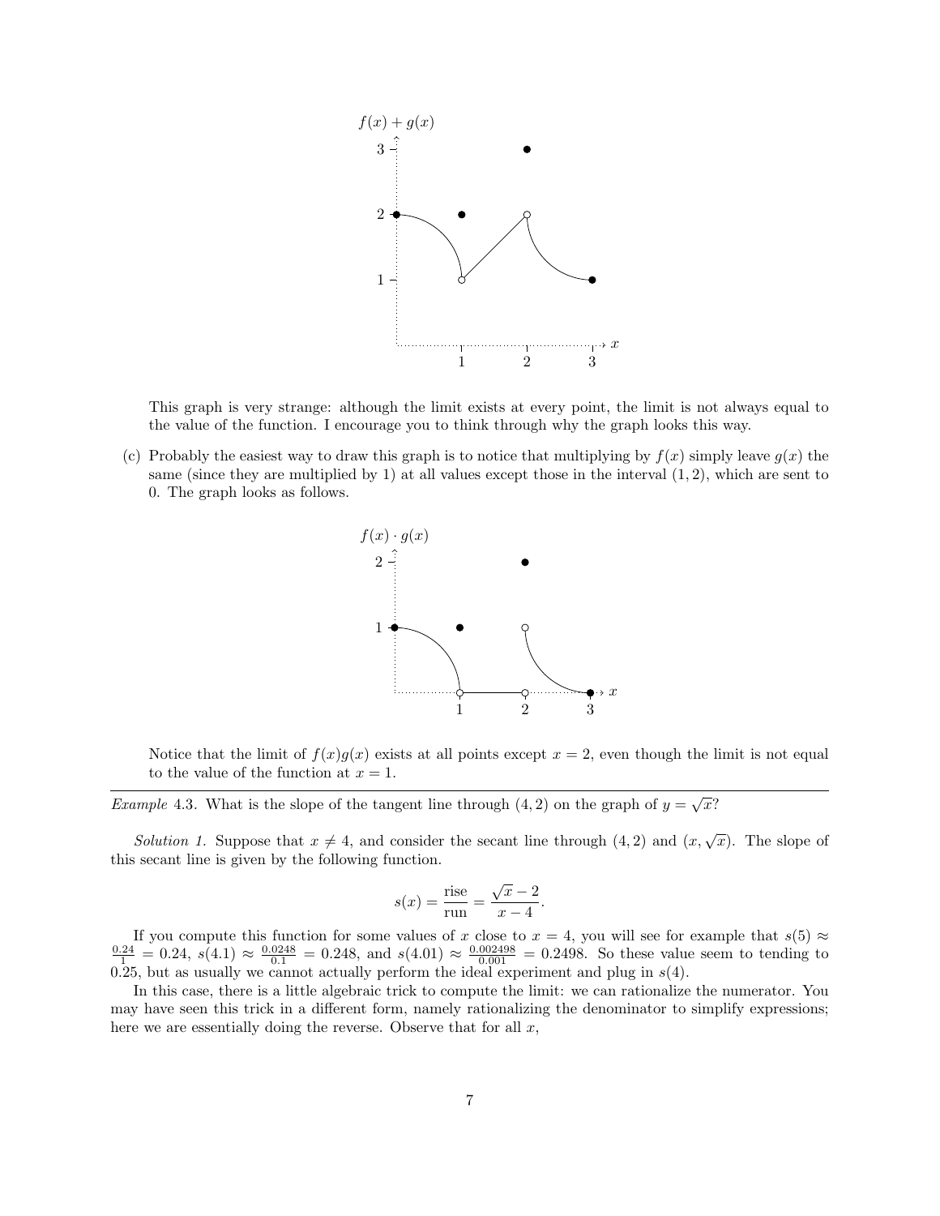This graph is very strange: although the limit exists at every point, the limit is not always equal to the value of the function. I encourage you to think through why the graph looks this way.

(c) Probably the easiest way to draw this graph is to notice that multiplying by $f(x)$ simply leave $g(x)$ the same (since they are multiplied by 1) at all values except those in the interval $(1, 2)$, which are sent to 0. The graph looks as follows.

Notice that the limit of $f(x)g(x)$ exists at all points except $x = 2$, even though the limit is not equal to the value of the function at $x = 1$.

---

*Example* 4.3. What is the slope of the tangent line through $(4, 2)$ on the graph of $y = \sqrt{x}$?

*Solution 1.* Suppose that $x \neq 4$, and consider the secant line through $(4, 2)$ and $(x, \sqrt{x})$. The slope of this secant line is given by the following function.

$$s(x) = \frac{\text{rise}}{\text{run}} = \frac{\sqrt{x} - 2}{x - 4}.$$

If you compute this function for some values of $x$ close to $x = 4$, you will see for example that $s(5) \approx \frac{0.24}{1} = 0.24$, $s(4.1) \approx \frac{0.0248}{0.1} = 0.248$, and $s(4.01) \approx \frac{0.002498}{0.001} = 0.2498$. So these value seem to tending to 0.25, but as usually we cannot actually perform the ideal experiment and plug in $s(4)$.

In this case, there is a little algebraic trick to compute the limit: we can rationalize the numerator. You may have seen this trick in a different form, namely rationalizing the denominator to simplify expressions; here we are essentially doing the reverse. Observe that for all $x$,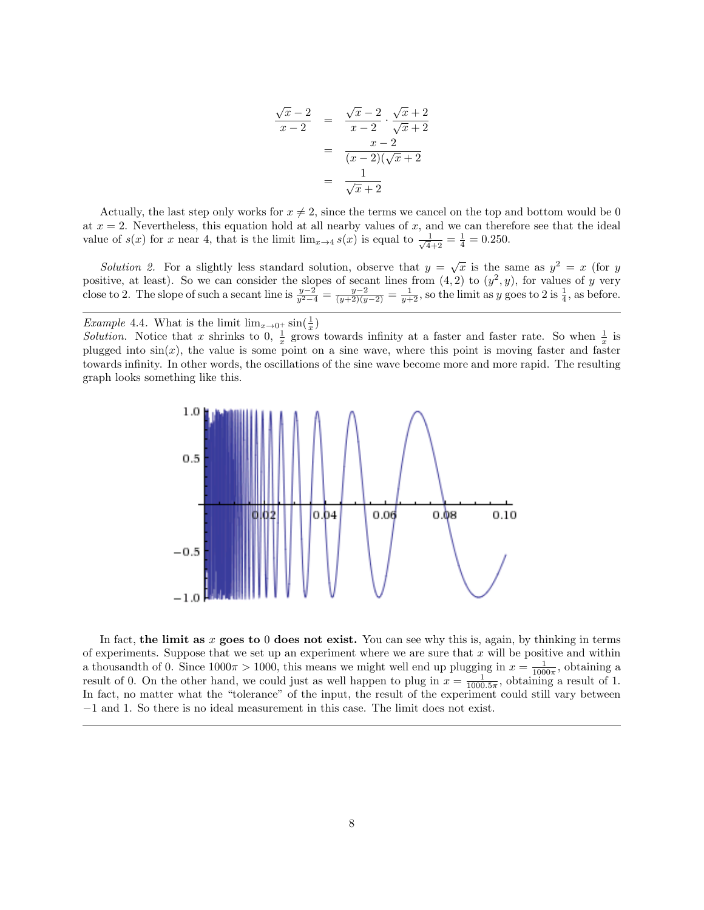$$
\begin{aligned}
\frac{\sqrt{x}-2}{x-2} &= \frac{\sqrt{x}-2}{x-2} \cdot \frac{\sqrt{x}+2}{\sqrt{x}+2} \\
&= \frac{x-2}{(x-2)(\sqrt{x}+2} \\
&= \frac{1}{\sqrt{x}+2}
\end{aligned}
$$

Actually, the last step only works for $x \neq 2$, since the terms we cancel on the top and bottom would be 0 at $x = 2$. Nevertheless, this equation hold at all nearby values of $x$, and we can therefore see that the ideal value of $s(x)$ for $x$ near 4, that is the limit $\lim_{x\to 4} s(x)$ is equal to $\frac{1}{\sqrt{4}+2} = \frac{1}{4} = 0.250$.

*Solution 2.* For a slightly less standard solution, observe that $y = \sqrt{x}$ is the same as $y^2 = x$ (for $y$ positive, at least). So we can consider the slopes of secant lines from $(4, 2)$ to $(y^2, y)$, for values of $y$ very close to 2. The slope of such a secant line is $\frac{y-2}{y^2-4} = \frac{y-2}{(y+2)(y-2)} = \frac{1}{y+2}$, so the limit as $y$ goes to 2 is $\frac{1}{4}$, as before.

---

*Example* 4.4. What is the limit $\lim_{x\to 0^+} \sin(\frac{1}{x})$

*Solution.* Notice that $x$ shrinks to 0, $\frac{1}{x}$ grows towards infinity at a faster and faster rate. So when $\frac{1}{x}$ is plugged into $\sin(x)$, the value is some point on a sine wave, where this point is moving faster and faster towards infinity. In other words, the oscillations of the sine wave become more and more rapid. The resulting graph looks something like this.

1.0
0.5
−0.5
−1.0
0.02
0.04
0.06
0.08
0.10

In fact, **the limit as $x$ goes to 0 does not exist.** You can see why this is, again, by thinking in terms of experiments. Suppose that we set up an experiment where we are sure that $x$ will be positive and within a thousandth of 0. Since $1000\pi > 1000$, this means we might well end up plugging in $x = \frac{1}{1000\pi}$, obtaining a result of 0. On the other hand, we could just as well happen to plug in $x = \frac{1}{1000.5\pi}$, obtaining a result of 1. In fact, no matter what the "tolerance" of the input, the result of the experiment could still vary between $-1$ and 1. So there is no ideal measurement in this case. The limit does not exist.

---